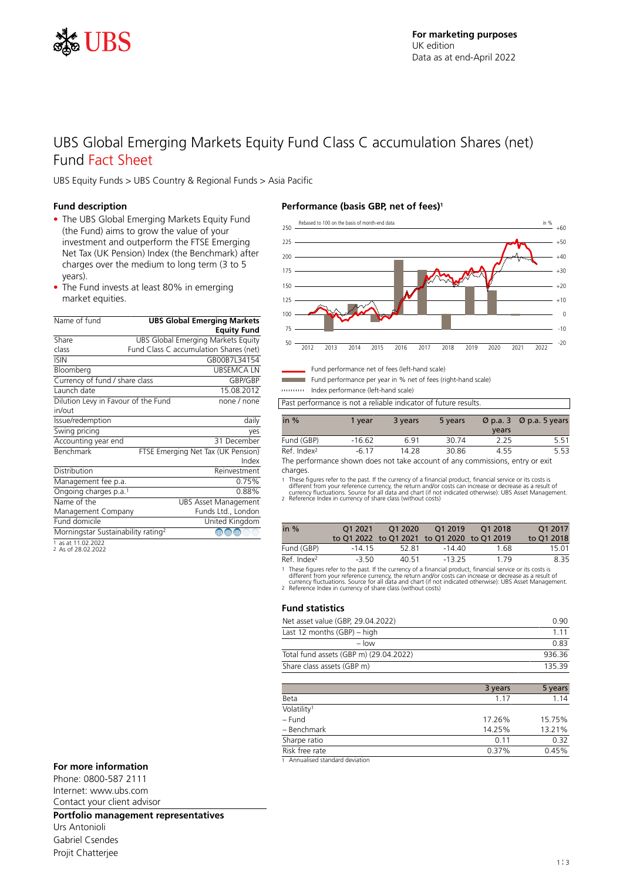For marketing purposes
UK edition
Data as at end-April 2022

# UBS Global Emerging Markets Equity Fund Class C accumulation Shares (net) Fund Fact Sheet

UBS Equity Funds > UBS Country & Regional Funds > Asia Pacific

## Fund description

- The UBS Global Emerging Markets Equity Fund (the Fund) aims to grow the value of your investment and outperform the FTSE Emerging Net Tax (UK Pension) Index (the Benchmark) after charges over the medium to long term (3 to 5 years).
- The Fund invests at least 80% in emerging market equities.

| Name of fund | **UBS Global Emerging Markets Equity Fund** |
|---|---|
| Share class | UBS Global Emerging Markets Equity Fund Class C accumulation Shares (net) |
| ISIN | GB00B7L34154 |
| Bloomberg | UBSEMCA LN |
| Currency of fund / share class | GBP/GBP |
| Launch date | 15.08.2012 |
| Dilution Levy in Favour of the Fund in/out | none / none |
| Issue/redemption | daily |
| Swing pricing | yes |
| Accounting year end | 31 December |
| Benchmark | FTSE Emerging Net Tax (UK Pension) Index |
| Distribution | Reinvestment |
| Management fee p.a. | 0.75% |
| Ongoing charges p.a.[1] | 0.88% |
| Name of the Management Company | UBS Asset Management Funds Ltd., London |
| Fund domicile | United Kingdom |
| Morningstar Sustainability rating[2] | 3 of 5 |

1 as at 11.02.2022
2 As of 28.02.2022

## Performance (basis GBP, net of fees)[1]

Rebased to 100 on the basis of month-end data

Fund performance net of fees (left-hand scale)
Fund performance per year in % net of fees (right-hand scale)
Index performance (left-hand scale)

Past performance is not a reliable indicator of future results.

| in % | 1 year | 3 years | 5 years | Ø p.a. 3 years | Ø p.a. 5 years |
|---|---|---|---|---|---|
| Fund (GBP) | -16.62 | 6.91 | 30.74 | 2.25 | 5.51 |
| Ref. Index[2] | -6.17 | 14.28 | 30.86 | 4.55 | 5.53 |

The performance shown does not take account of any commissions, entry or exit charges.

1 These figures refer to the past. If the currency of a financial product, financial service or its costs is different from your reference currency, the return and/or costs can increase or decrease as a result of currency fluctuations. Source for all data and chart (if not indicated otherwise): UBS Asset Management.
2 Reference Index in currency of share class (without costs)

| in % | Q1 2021 to Q1 2022 | Q1 2020 to Q1 2021 | Q1 2019 to Q1 2020 | Q1 2018 to Q1 2019 | Q1 2017 to Q1 2018 |
|---|---|---|---|---|---|
| Fund (GBP) | -14.15 | 52.81 | -14.40 | 1.68 | 15.01 |
| Ref. Index[2] | -3.50 | 40.51 | -13.25 | 1.79 | 8.35 |

1 These figures refer to the past. If the currency of a financial product, financial service or its costs is different from your reference currency, the return and/or costs can increase or decrease as a result of currency fluctuations. Source for all data and chart (if not indicated otherwise): UBS Asset Management.
2 Reference Index in currency of share class (without costs)

## Fund statistics

| | |
|---|---|
| Net asset value (GBP, 29.04.2022) | 0.90 |
| Last 12 months (GBP) – high | 1.11 |
| – low | 0.83 |
| Total fund assets (GBP m) (29.04.2022) | 936.36 |
| Share class assets (GBP m) | 135.39 |

| | 3 years | 5 years |
|---|---|---|
| Beta | 1.17 | 1.14 |
| Volatility[1] | | |
| – Fund | 17.26% | 15.75% |
| – Benchmark | 14.25% | 13.21% |
| Sharpe ratio | 0.11 | 0.32 |
| Risk free rate | 0.37% | 0.45% |

1 Annualised standard deviation

## For more information

Phone: 0800-587 2111
Internet: www.ubs.com
Contact your client advisor

## Portfolio management representatives

Urs Antonioli
Gabriel Csendes
Projit Chatterjee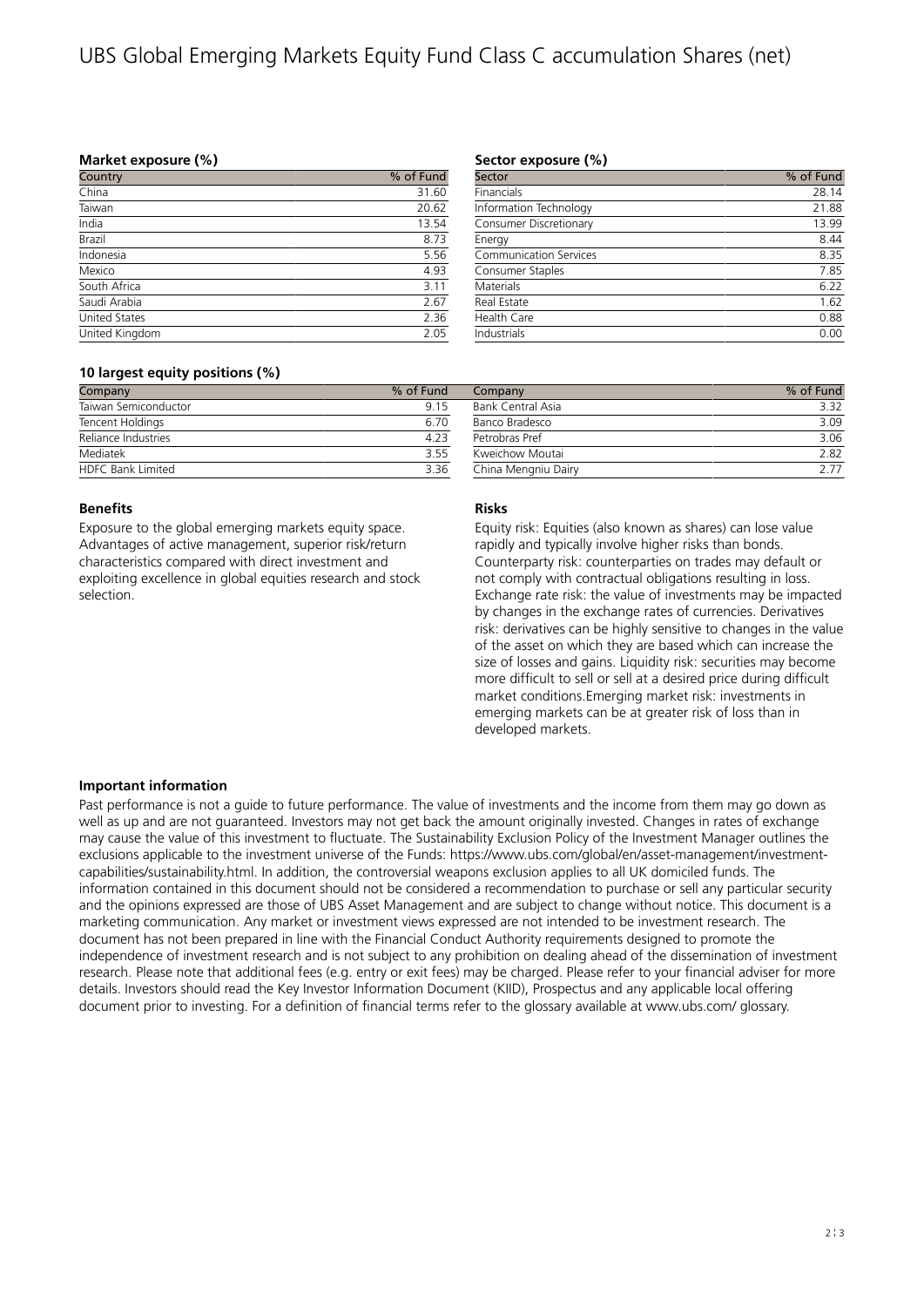# UBS Global Emerging Markets Equity Fund Class C accumulation Shares (net)

### Market exposure (%)

| Country | % of Fund |
|---|---|
| China | 31.60 |
| Taiwan | 20.62 |
| India | 13.54 |
| Brazil | 8.73 |
| Indonesia | 5.56 |
| Mexico | 4.93 |
| South Africa | 3.11 |
| Saudi Arabia | 2.67 |
| United States | 2.36 |
| United Kingdom | 2.05 |

### Sector exposure (%)

| Sector | % of Fund |
|---|---|
| Financials | 28.14 |
| Information Technology | 21.88 |
| Consumer Discretionary | 13.99 |
| Energy | 8.44 |
| Communication Services | 8.35 |
| Consumer Staples | 7.85 |
| Materials | 6.22 |
| Real Estate | 1.62 |
| Health Care | 0.88 |
| Industrials | 0.00 |

### 10 largest equity positions (%)

| Company | % of Fund | Company | % of Fund |
|---|---|---|---|
| Taiwan Semiconductor | 9.15 | Bank Central Asia | 3.32 |
| Tencent Holdings | 6.70 | Banco Bradesco | 3.09 |
| Reliance Industries | 4.23 | Petrobras Pref | 3.06 |
| Mediatek | 3.55 | Kweichow Moutai | 2.82 |
| HDFC Bank Limited | 3.36 | China Mengniu Dairy | 2.77 |

### Benefits

Exposure to the global emerging markets equity space. Advantages of active management, superior risk/return characteristics compared with direct investment and exploiting excellence in global equities research and stock selection.

### Risks

Equity risk: Equities (also known as shares) can lose value rapidly and typically involve higher risks than bonds. Counterparty risk: counterparties on trades may default or not comply with contractual obligations resulting in loss. Exchange rate risk: the value of investments may be impacted by changes in the exchange rates of currencies. Derivatives risk: derivatives can be highly sensitive to changes in the value of the asset on which they are based which can increase the size of losses and gains. Liquidity risk: securities may become more difficult to sell or sell at a desired price during difficult market conditions.Emerging market risk: investments in emerging markets can be at greater risk of loss than in developed markets.

### Important information

Past performance is not a guide to future performance. The value of investments and the income from them may go down as well as up and are not guaranteed. Investors may not get back the amount originally invested. Changes in rates of exchange may cause the value of this investment to fluctuate. The Sustainability Exclusion Policy of the Investment Manager outlines the exclusions applicable to the investment universe of the Funds: https://www.ubs.com/global/en/asset-management/investment-capabilities/sustainability.html. In addition, the controversial weapons exclusion applies to all UK domiciled funds. The information contained in this document should not be considered a recommendation to purchase or sell any particular security and the opinions expressed are those of UBS Asset Management and are subject to change without notice. This document is a marketing communication. Any market or investment views expressed are not intended to be investment research. The document has not been prepared in line with the Financial Conduct Authority requirements designed to promote the independence of investment research and is not subject to any prohibition on dealing ahead of the dissemination of investment research. Please note that additional fees (e.g. entry or exit fees) may be charged. Please refer to your financial adviser for more details. Investors should read the Key Investor Information Document (KIID), Prospectus and any applicable local offering document prior to investing. For a definition of financial terms refer to the glossary available at www.ubs.com/ glossary.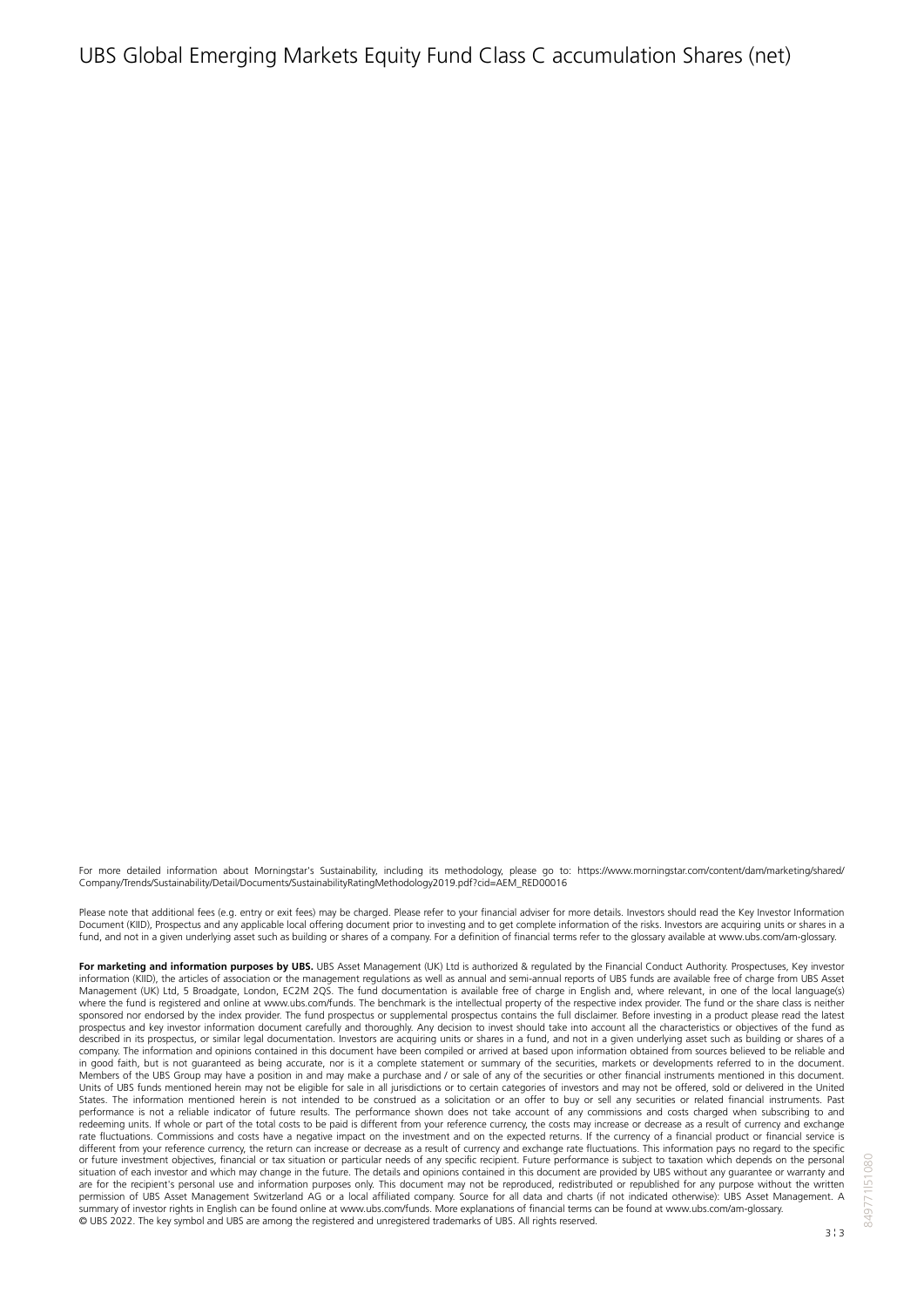For more detailed information about Morningstar's Sustainability, including its methodology, please go to: https://www.morningstar.com/content/dam/marketing/shared/Company/Trends/Sustainability/Detail/Documents/SustainabilityRatingMethodology2019.pdf?cid=AEM_RED00016

Please note that additional fees (e.g. entry or exit fees) may be charged. Please refer to your financial adviser for more details. Investors should read the Key Investor Information Document (KIID), Prospectus and any applicable local offering document prior to investing and to get complete information of the risks. Investors are acquiring units or shares in a fund, and not in a given underlying asset such as building or shares of a company. For a definition of financial terms refer to the glossary available at www.ubs.com/am-glossary.

**For marketing and information purposes by UBS.** UBS Asset Management (UK) Ltd is authorized & regulated by the Financial Conduct Authority. Prospectuses, Key investor information (KIID), the articles of association or the management regulations as well as annual and semi-annual reports of UBS funds are available free of charge from UBS Asset Management (UK) Ltd, 5 Broadgate, London, EC2M 2QS. The fund documentation is available free of charge in English and, where relevant, in one of the local language(s) where the fund is registered and online at www.ubs.com/funds. The benchmark is the intellectual property of the respective index provider. The fund or the share class is neither sponsored nor endorsed by the index provider. The fund prospectus or supplemental prospectus contains the full disclaimer. Before investing in a product please read the latest prospectus and key investor information document carefully and thoroughly. Any decision to invest should take into account all the characteristics or objectives of the fund as described in its prospectus, or similar legal documentation. Investors are acquiring units or shares in a fund, and not in a given underlying asset such as building or shares of a company. The information and opinions contained in this document have been compiled or arrived at based upon information obtained from sources believed to be reliable and in good faith, but is not guaranteed as being accurate, nor is it a complete statement or summary of the securities, markets or developments referred to in the document. Members of the UBS Group may have a position in and may make a purchase and / or sale of any of the securities or other financial instruments mentioned in this document. Units of UBS funds mentioned herein may not be eligible for sale in all jurisdictions or to certain categories of investors and may not be offered, sold or delivered in the United States. The information mentioned herein is not intended to be construed as a solicitation or an offer to buy or sell any securities or related financial instruments. Past performance is not a reliable indicator of future results. The performance shown does not take account of any commissions and costs charged when subscribing to and redeeming units. If whole or part of the total costs to be paid is different from your reference currency, the costs may increase or decrease as a result of currency and exchange rate fluctuations. Commissions and costs have a negative impact on the investment and on the expected returns. If the currency of a financial product or financial service is different from your reference currency, the return can increase or decrease as a result of currency and exchange rate fluctuations. This information pays no regard to the specific or future investment objectives, financial or tax situation or particular needs of any specific recipient. Future performance is subject to taxation which depends on the personal situation of each investor and which may change in the future. The details and opinions contained in this document are provided by UBS without any guarantee or warranty and are for the recipient's personal use and information purposes only. This document may not be reproduced, redistributed or republished for any purpose without the written permission of UBS Asset Management Switzerland AG or a local affiliated company. Source for all data and charts (if not indicated otherwise): UBS Asset Management. A summary of investor rights in English can be found online at www.ubs.com/funds. More explanations of financial terms can be found at www.ubs.com/am-glossary.
© UBS 2022. The key symbol and UBS are among the registered and unregistered trademarks of UBS. All rights reserved.